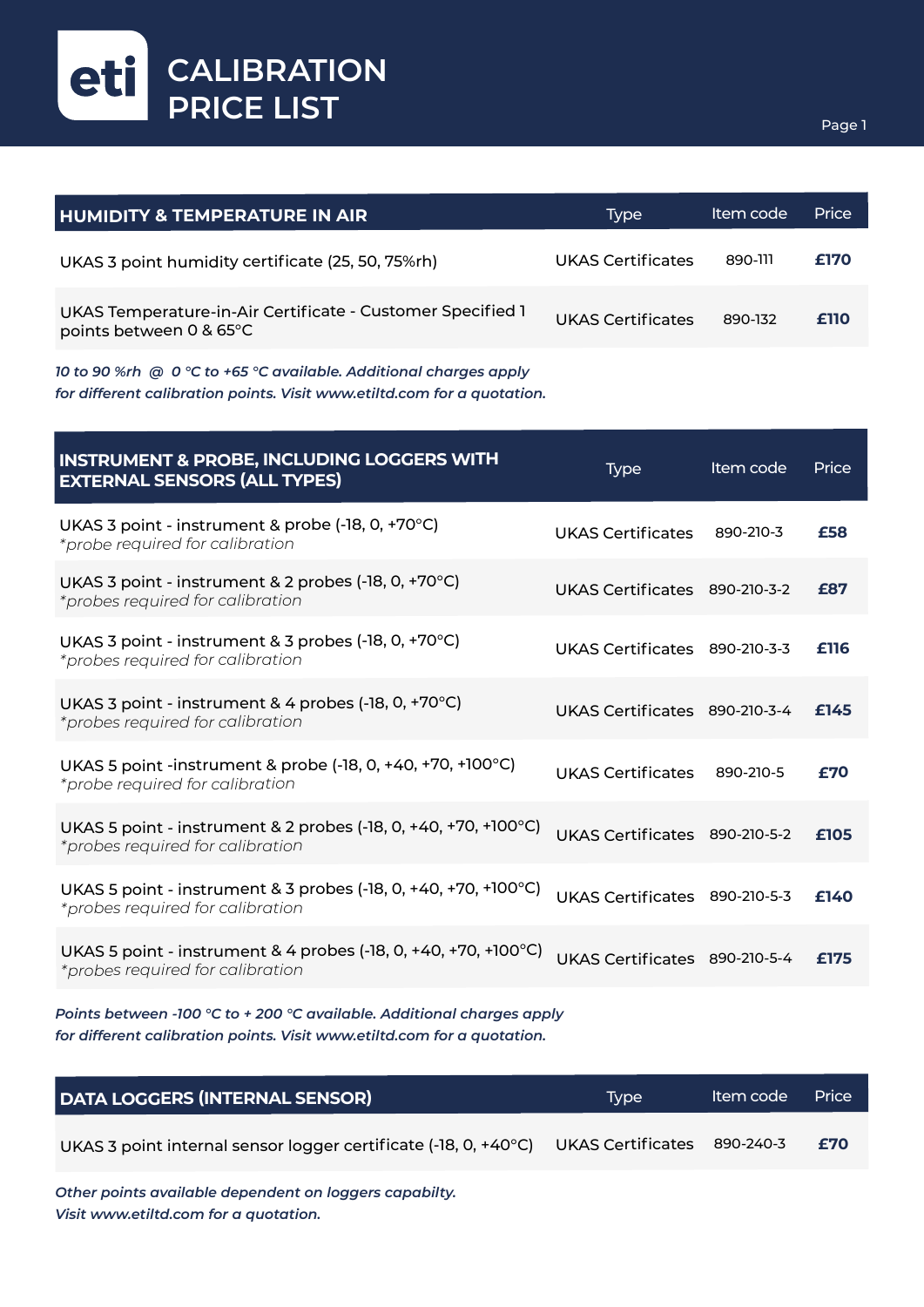# eti CALIBRATION PRICE LIST

| HUMIDITY & TEMPERATURE IN AIR | Type | Item code | Price |
|---|---|---|---|
| UKAS 3 point humidity certificate (25, 50, 75%rh) | UKAS Certificates | 890-111 | **£170** |
| UKAS Temperature-in-Air Certificate - Customer Specified 1 points between 0 & 65°C | UKAS Certificates | 890-132 | **£110** |

*10 to 90 %rh @ 0 °C to +65 °C available. Additional charges apply for different calibration points. Visit www.etiltd.com for a quotation.*

| INSTRUMENT & PROBE, INCLUDING LOGGERS WITH EXTERNAL SENSORS (ALL TYPES) | Type | Item code | Price |
|---|---|---|---|
| UKAS 3 point - instrument & probe (-18, 0, +70°C) *\*probe required for calibration* | UKAS Certificates | 890-210-3 | **£58** |
| UKAS 3 point - instrument & 2 probes (-18, 0, +70°C) *\*probes required for calibration* | UKAS Certificates | 890-210-3-2 | **£87** |
| UKAS 3 point - instrument & 3 probes (-18, 0, +70°C) *\*probes required for calibration* | UKAS Certificates | 890-210-3-3 | **£116** |
| UKAS 3 point - instrument & 4 probes (-18, 0, +70°C) *\*probes required for calibration* | UKAS Certificates | 890-210-3-4 | **£145** |
| UKAS 5 point -instrument & probe (-18, 0, +40, +70, +100°C) *\*probe required for calibration* | UKAS Certificates | 890-210-5 | **£70** |
| UKAS 5 point - instrument & 2 probes (-18, 0, +40, +70, +100°C) *\*probes required for calibration* | UKAS Certificates | 890-210-5-2 | **£105** |
| UKAS 5 point - instrument & 3 probes (-18, 0, +40, +70, +100°C) *\*probes required for calibration* | UKAS Certificates | 890-210-5-3 | **£140** |
| UKAS 5 point - instrument & 4 probes (-18, 0, +40, +70, +100°C) *\*probes required for calibration* | UKAS Certificates | 890-210-5-4 | **£175** |

*Points between -100 °C to + 200 °C available. Additional charges apply for different calibration points. Visit www.etiltd.com for a quotation.*

| DATA LOGGERS (INTERNAL SENSOR) | Type | Item code | Price |
|---|---|---|---|
| UKAS 3 point internal sensor logger certificate (-18, 0, +40°C) | UKAS Certificates | 890-240-3 | **£70** |

*Other points available dependent on loggers capabilty. Visit www.etiltd.com for a quotation.*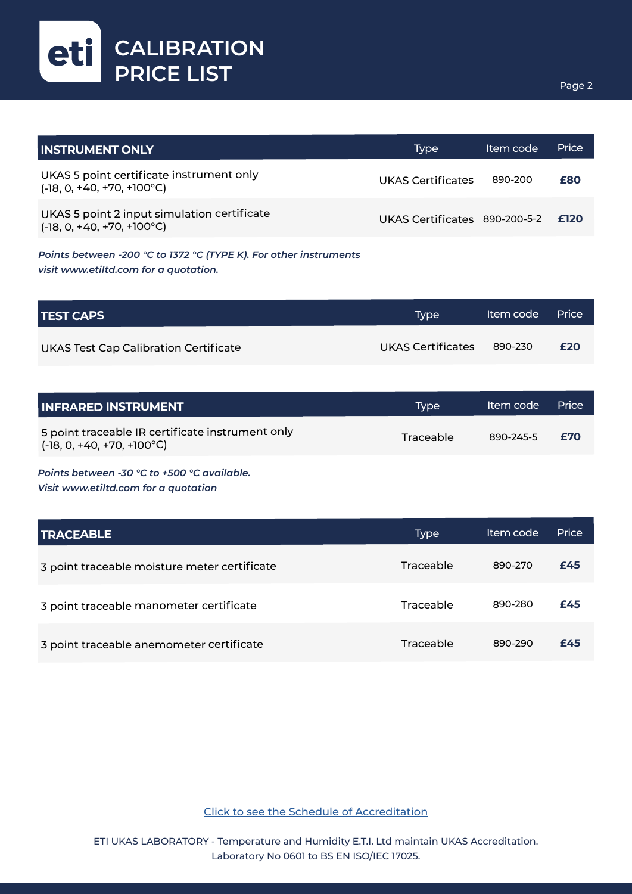| INSTRUMENT ONLY | Type | Item code | Price |
|---|---|---|---|
| UKAS 5 point certificate instrument only (-18, 0, +40, +70, +100°C) | UKAS Certificates | 890-200 | **£80** |
| UKAS 5 point 2 input simulation certificate (-18, 0, +40, +70, +100°C) | UKAS Certificates | 890-200-5-2 | **£120** |

***Points between -200 °C to 1372 °C (TYPE K). For other instruments visit www.etiltd.com for a quotation.***

| TEST CAPS | Type | Item code | Price |
|---|---|---|---|
| UKAS Test Cap Calibration Certificate | UKAS Certificates | 890-230 | **£20** |

| INFRARED INSTRUMENT | Type | Item code | Price |
|---|---|---|---|
| 5 point traceable IR certificate instrument only (-18, 0, +40, +70, +100°C) | Traceable | 890-245-5 | **£70** |

***Points between -30 °C to +500 °C available.***
***Visit www.etiltd.com for a quotation***

| TRACEABLE | Type | Item code | Price |
|---|---|---|---|
| 3 point traceable moisture meter certificate | Traceable | 890-270 | **£45** |
| 3 point traceable manometer certificate | Traceable | 890-280 | **£45** |
| 3 point traceable anemometer certificate | Traceable | 890-290 | **£45** |

Click to see the Schedule of Accreditation

ETI UKAS LABORATORY - Temperature and Humidity E.T.I. Ltd maintain UKAS Accreditation.
Laboratory No 0601 to BS EN ISO/IEC 17025.